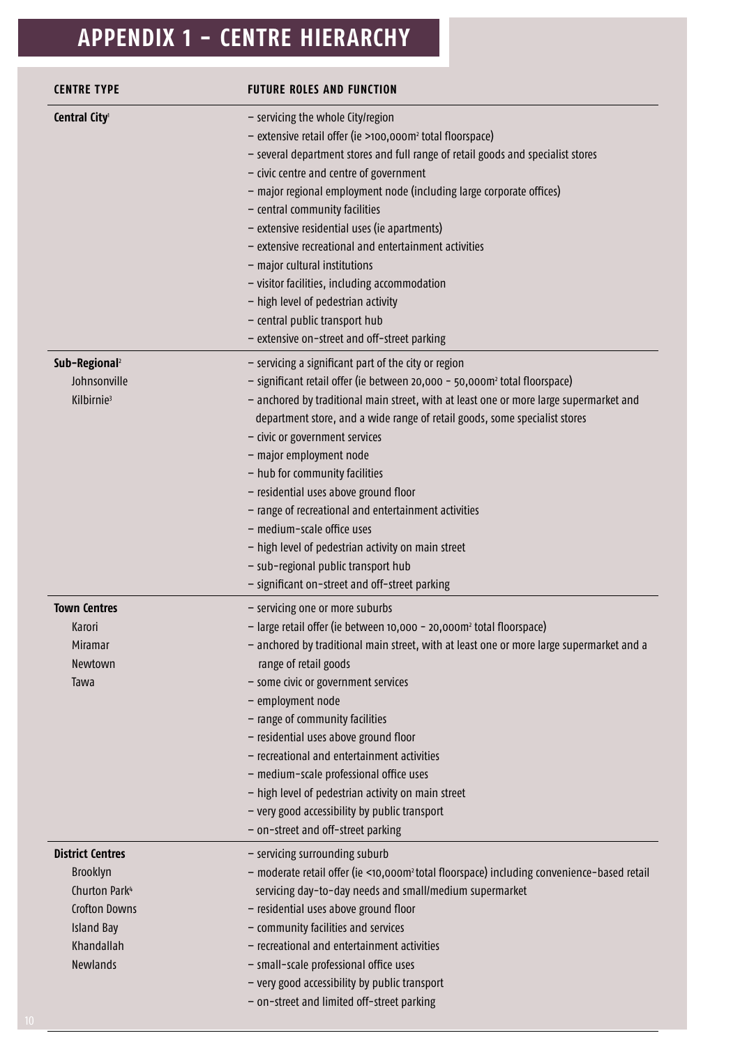# APPENDIX 1 – CENTRE HIERARCHY

| CENTRE TYPE | FUTURE ROLES AND FUNCTION |
|---|---|
| **Central City**[1] | – servicing the whole City/region<br>– extensive retail offer (ie >100,000m² total floorspace)<br>– several department stores and full range of retail goods and specialist stores<br>– civic centre and centre of government<br>– major regional employment node (including large corporate offices)<br>– central community facilities<br>– extensive residential uses (ie apartments)<br>– extensive recreational and entertainment activities<br>– major cultural institutions<br>– visitor facilities, including accommodation<br>– high level of pedestrian activity<br>– central public transport hub<br>– extensive on-street and off-street parking |
| **Sub-Regional**[2]<br>Johnsonville<br>Kilbirnie[3] | – servicing a significant part of the city or region<br>– significant retail offer (ie between 20,000 - 50,000m² total floorspace)<br>– anchored by traditional main street, with at least one or more large supermarket and department store, and a wide range of retail goods, some specialist stores<br>– civic or government services<br>– major employment node<br>– hub for community facilities<br>– residential uses above ground floor<br>– range of recreational and entertainment activities<br>– medium-scale office uses<br>– high level of pedestrian activity on main street<br>– sub-regional public transport hub<br>– significant on-street and off-street parking |
| **Town Centres**<br>Karori<br>Miramar<br>Newtown<br>Tawa | – servicing one or more suburbs<br>– large retail offer (ie between 10,000 - 20,000m² total floorspace)<br>– anchored by traditional main street, with at least one or more large supermarket and a range of retail goods<br>– some civic or government services<br>– employment node<br>– range of community facilities<br>– residential uses above ground floor<br>– recreational and entertainment activities<br>– medium-scale professional office uses<br>– high level of pedestrian activity on main street<br>– very good accessibility by public transport<br>– on-street and off-street parking |
| **District Centres**<br>Brooklyn<br>Churton Park[4]<br>Crofton Downs<br>Island Bay<br>Khandallah<br>Newlands | – servicing surrounding suburb<br>– moderate retail offer (ie <10,000m² total floorspace) including convenience-based retail servicing day-to-day needs and small/medium supermarket<br>– residential uses above ground floor<br>– community facilities and services<br>– recreational and entertainment activities<br>– small-scale professional office uses<br>– very good accessibility by public transport<br>– on-street and limited off-street parking |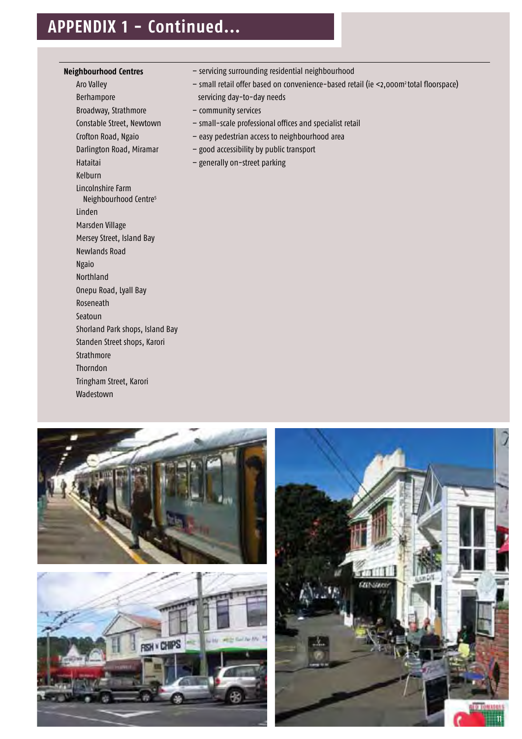## APPENDIX 1 - Continued...

| Neighbourhood Centres | |
|---|---|
| Aro Valley<br>Berhampore<br>Broadway, Strathmore<br>Constable Street, Newtown<br>Crofton Road, Ngaio<br>Darlington Road, Miramar<br>Hataitai<br>Kelburn<br>Lincolnshire Farm Neighbourhood Centre[5]<br>Linden<br>Marsden Village<br>Mersey Street, Island Bay<br>Newlands Road<br>Ngaio<br>Northland<br>Onepu Road, Lyall Bay<br>Roseneath<br>Seatoun<br>Shorland Park shops, Island Bay<br>Standen Street shops, Karori<br>Strathmore<br>Thorndon<br>Tringham Street, Karori<br>Wadestown | – servicing surrounding residential neighbourhood<br>– small retail offer based on convenience-based retail (ie <2,000m² total floorspace) servicing day-to-day needs<br>– community services<br>– small-scale professional offices and specialist retail<br>– easy pedestrian access to neighbourhood area<br>– good accessibility by public transport<br>– generally on-street parking |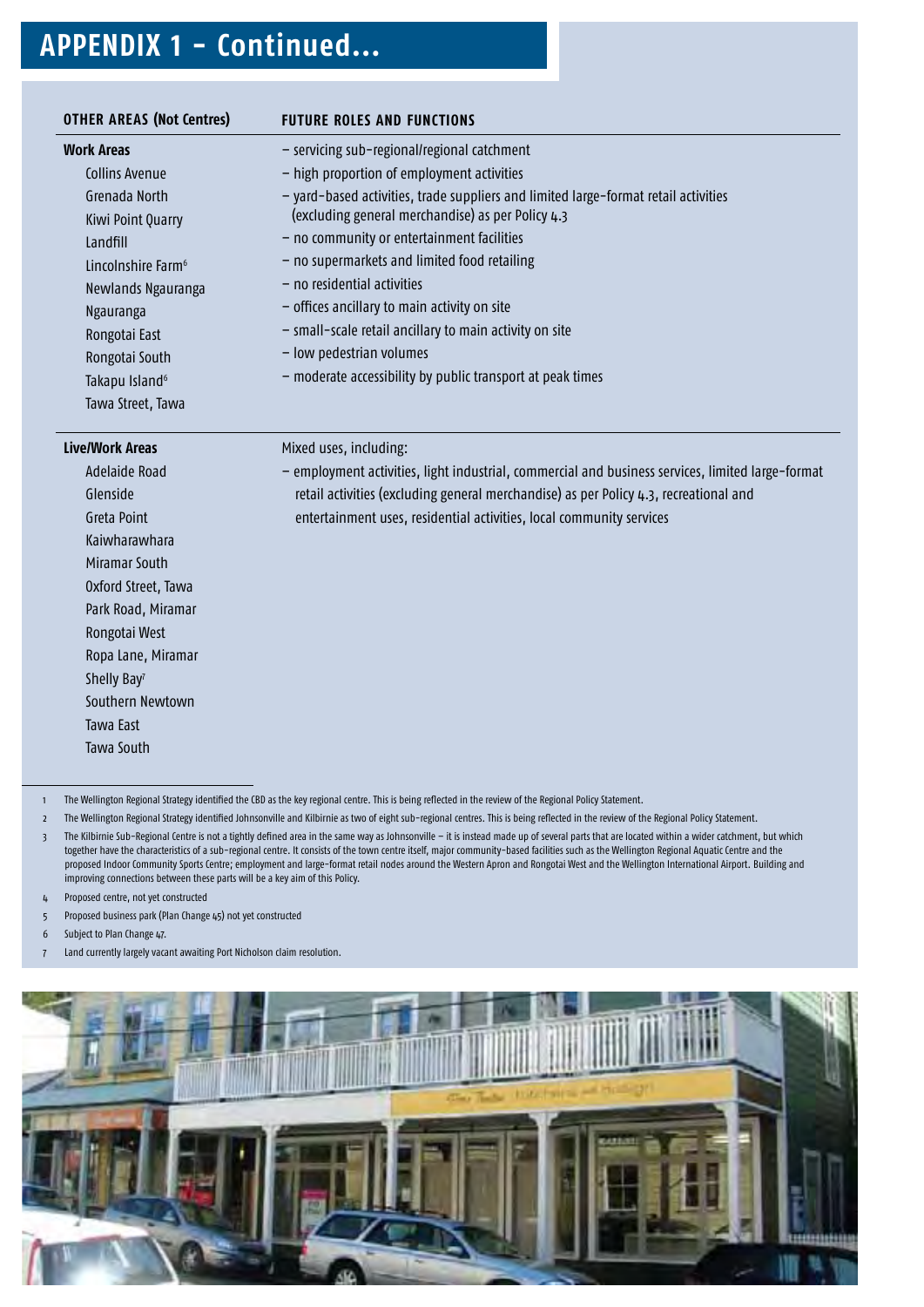# APPENDIX 1 – Continued...

| OTHER AREAS (Not Centres) | FUTURE ROLES AND FUNCTIONS |
|---|---|
| **Work Areas**<br>Collins Avenue<br>Grenada North<br>Kiwi Point Quarry<br>Landfill<br>Lincolnshire Farm[6]<br>Newlands Ngauranga<br>Ngauranga<br>Rongotai East<br>Rongotai South<br>Takapu Island[6]<br>Tawa Street, Tawa | – servicing sub-regional/regional catchment<br>– high proportion of employment activities<br>– yard-based activities, trade suppliers and limited large-format retail activities (excluding general merchandise) as per Policy 4.3<br>– no community or entertainment facilities<br>– no supermarkets and limited food retailing<br>– no residential activities<br>– offices ancillary to main activity on site<br>– small-scale retail ancillary to main activity on site<br>– low pedestrian volumes<br>– moderate accessibility by public transport at peak times |
| **Live/Work Areas**<br>Adelaide Road<br>Glenside<br>Greta Point<br>Kaiwharawhara<br>Miramar South<br>Oxford Street, Tawa<br>Park Road, Miramar<br>Rongotai West<br>Ropa Lane, Miramar<br>Shelly Bay[7]<br>Southern Newtown<br>Tawa East<br>Tawa South | Mixed uses, including:<br>– employment activities, light industrial, commercial and business services, limited large-format retail activities (excluding general merchandise) as per Policy 4.3, recreational and entertainment uses, residential activities, local community services |

1 The Wellington Regional Strategy identified the CBD as the key regional centre. This is being reflected in the review of the Regional Policy Statement.

2 The Wellington Regional Strategy identified Johnsonville and Kilbirnie as two of eight sub-regional centres. This is being reflected in the review of the Regional Policy Statement.

3 The Kilbirnie Sub-Regional Centre is not a tightly defined area in the same way as Johnsonville – it is instead made up of several parts that are located within a wider catchment, but which together have the characteristics of a sub-regional centre. It consists of the town centre itself, major community-based facilities such as the Wellington Regional Aquatic Centre and the proposed Indoor Community Sports Centre; employment and large-format retail nodes around the Western Apron and Rongotai West and the Wellington International Airport. Building and improving connections between these parts will be a key aim of this Policy.

4 Proposed centre, not yet constructed

5 Proposed business park (Plan Change 45) not yet constructed

6 Subject to Plan Change 47.

7 Land currently largely vacant awaiting Port Nicholson claim resolution.